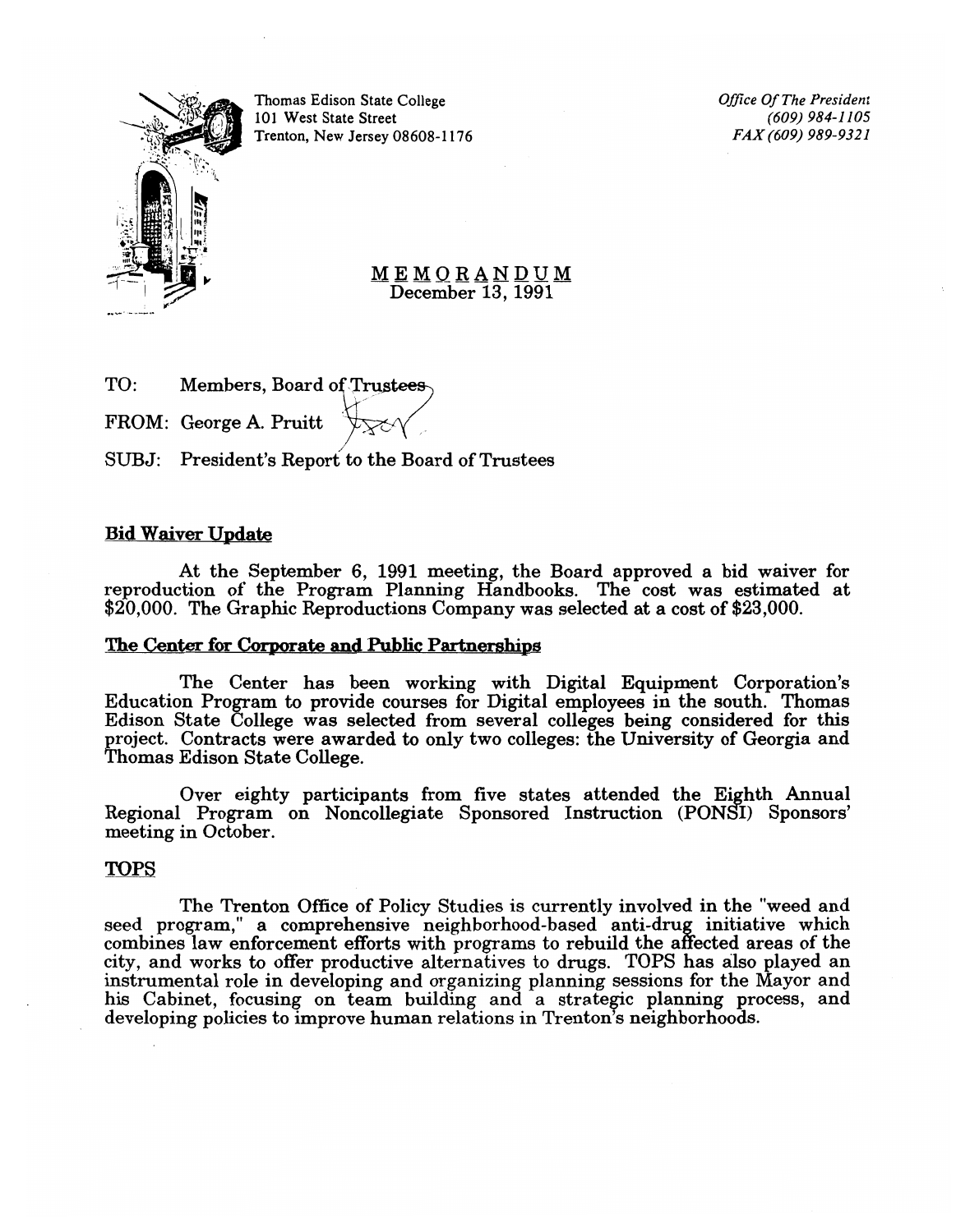Thomas Edison State College
101 West State Street
Trenton, New Jersey 08608-1176

*Office Of The President*
*(609) 984-1105*
*FAX (609) 989-9321*

# MEMORANDUM

December 13, 1991

TO: Members, Board of Trustees

FROM: George A. Pruitt

SUBJ: President's Report to the Board of Trustees

## Bid Waiver Update

At the September 6, 1991 meeting, the Board approved a bid waiver for reproduction of the Program Planning Handbooks. The cost was estimated at $20,000. The Graphic Reproductions Company was selected at a cost of $23,000.

## The Center for Corporate and Public Partnerships

The Center has been working with Digital Equipment Corporation's Education Program to provide courses for Digital employees in the south. Thomas Edison State College was selected from several colleges being considered for this project. Contracts were awarded to only two colleges: the University of Georgia and Thomas Edison State College.

Over eighty participants from five states attended the Eighth Annual Regional Program on Noncollegiate Sponsored Instruction (PONSI) Sponsors' meeting in October.

## TOPS

The Trenton Office of Policy Studies is currently involved in the "weed and seed program," a comprehensive neighborhood-based anti-drug initiative which combines law enforcement efforts with programs to rebuild the affected areas of the city, and works to offer productive alternatives to drugs. TOPS has also played an instrumental role in developing and organizing planning sessions for the Mayor and his Cabinet, focusing on team building and a strategic planning process, and developing policies to improve human relations in Trenton's neighborhoods.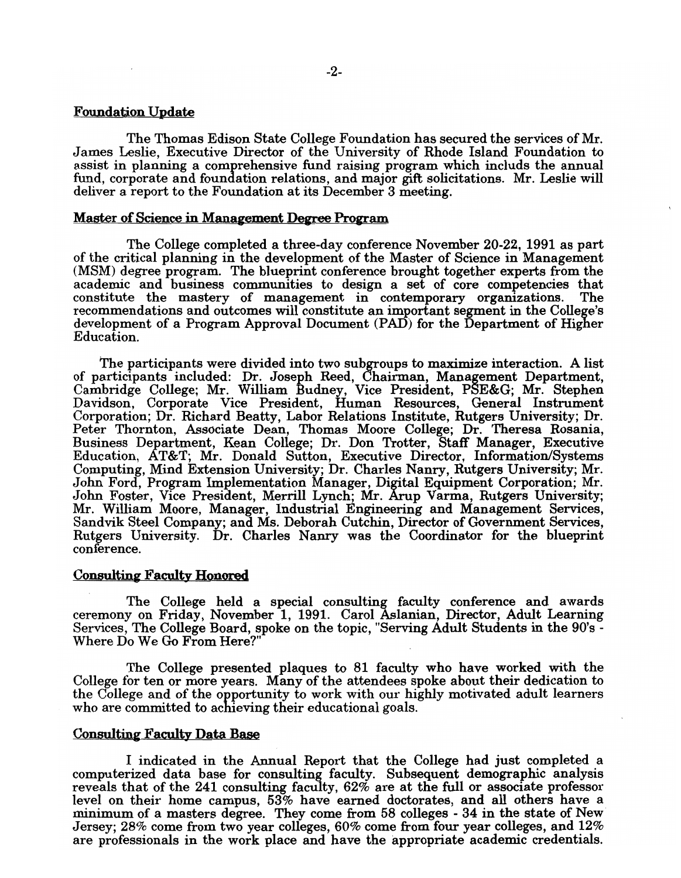## Foundation Update

The Thomas Edison State College Foundation has secured the services of Mr. James Leslie, Executive Director of the University of Rhode Island Foundation to assist in planning a comprehensive fund raising program which includs the annual fund, corporate and foundation relations, and major gift solicitations. Mr. Leslie will deliver a report to the Foundation at its December 3 meeting.

## Master of Science in Management Degree Program

The College completed a three-day conference November 20-22, 1991 as part of the critical planning in the development of the Master of Science in Management (MSM) degree program. The blueprint conference brought together experts from the academic and business communities to design a set of core competencies that constitute the mastery of management in contemporary organizations. The recommendations and outcomes will constitute an important segment in the College's development of a Program Approval Document (PAD) for the Department of Higher Education.

The participants were divided into two subgroups to maximize interaction. A list of participants included: Dr. Joseph Reed, Chairman, Management Department, Cambridge College; Mr. William Budney, Vice President, PSE&G; Mr. Stephen Davidson, Corporate Vice President, Human Resources, General Instrument Corporation; Dr. Richard Beatty, Labor Relations Institute, Rutgers University; Dr. Peter Thornton, Associate Dean, Thomas Moore College; Dr. Theresa Rosania, Business Department, Kean College; Dr. Don Trotter, Staff Manager, Executive Education, AT&T; Mr. Donald Sutton, Executive Director, Information/Systems Computing, Mind Extension University; Dr. Charles Nanry, Rutgers University; Mr. John Ford, Program Implementation Manager, Digital Equipment Corporation; Mr. John Foster, Vice President, Merrill Lynch; Mr. Arup Varma, Rutgers University; Mr. William Moore, Manager, Industrial Engineering and Management Services, Sandvik Steel Company; and Ms. Deborah Cutchin, Director of Government Services, Rutgers University. Dr. Charles Nanry was the Coordinator for the blueprint conference.

## Consulting Faculty Honored

The College held a special consulting faculty conference and awards ceremony on Friday, November 1, 1991. Carol Aslanian, Director, Adult Learning Services, The College Board, spoke on the topic, "Serving Adult Students in the 90's - Where Do We Go From Here?"

The College presented plaques to 81 faculty who have worked with the College for ten or more years. Many of the attendees spoke about their dedication to the College and of the opportunity to work with our highly motivated adult learners who are committed to achieving their educational goals.

## Consulting Faculty Data Base

I indicated in the Annual Report that the College had just completed a computerized data base for consulting faculty. Subsequent demographic analysis reveals that of the 241 consulting faculty, 62% are at the full or associate professor level on their home campus, 53% have earned doctorates, and all others have a minimum of a masters degree. They come from 58 colleges - 34 in the state of New Jersey; 28% come from two year colleges, 60% come from four year colleges, and 12% are professionals in the work place and have the appropriate academic credentials.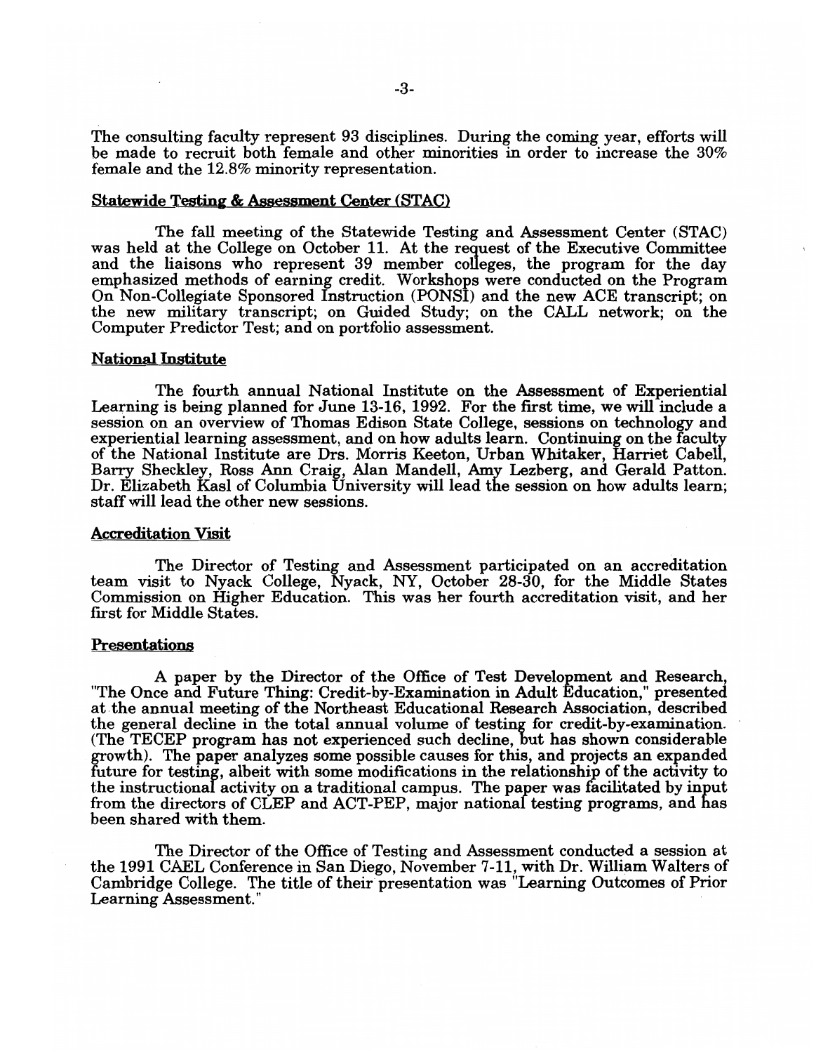The consulting faculty represent 93 disciplines. During the coming year, efforts will be made to recruit both female and other minorities in order to increase the 30% female and the 12.8% minority representation.

## Statewide Testing & Assessment Center (STAC)

The fall meeting of the Statewide Testing and Assessment Center (STAC) was held at the College on October 11. At the request of the Executive Committee and the liaisons who represent 39 member colleges, the program for the day emphasized methods of earning credit. Workshops were conducted on the Program On Non-Collegiate Sponsored Instruction (PONSI) and the new ACE transcript; on the new military transcript; on Guided Study; on the CALL network; on the Computer Predictor Test; and on portfolio assessment.

## National Institute

The fourth annual National Institute on the Assessment of Experiential Learning is being planned for June 13-16, 1992. For the first time, we will include a session on an overview of Thomas Edison State College, sessions on technology and experiential learning assessment, and on how adults learn. Continuing on the faculty of the National Institute are Drs. Morris Keeton, Urban Whitaker, Harriet Cabell, Barry Sheckley, Ross Ann Craig, Alan Mandell, Amy Lezberg, and Gerald Patton. Dr. Elizabeth Kasl of Columbia University will lead the session on how adults learn; staff will lead the other new sessions.

## Accreditation Visit

The Director of Testing and Assessment participated on an accreditation team visit to Nyack College, Nyack, NY, October 28-30, for the Middle States Commission on Higher Education. This was her fourth accreditation visit, and her first for Middle States.

## Presentations

A paper by the Director of the Office of Test Development and Research, "The Once and Future Thing: Credit-by-Examination in Adult Education," presented at the annual meeting of the Northeast Educational Research Association, described the general decline in the total annual volume of testing for credit-by-examination. (The TECEP program has not experienced such decline, but has shown considerable growth). The paper analyzes some possible causes for this, and projects an expanded future for testing, albeit with some modifications in the relationship of the activity to the instructional activity on a traditional campus. The paper was facilitated by input from the directors of CLEP and ACT-PEP, major national testing programs, and has been shared with them.

The Director of the Office of Testing and Assessment conducted a session at the 1991 CAEL Conference in San Diego, November 7-11, with Dr. William Walters of Cambridge College. The title of their presentation was "Learning Outcomes of Prior Learning Assessment."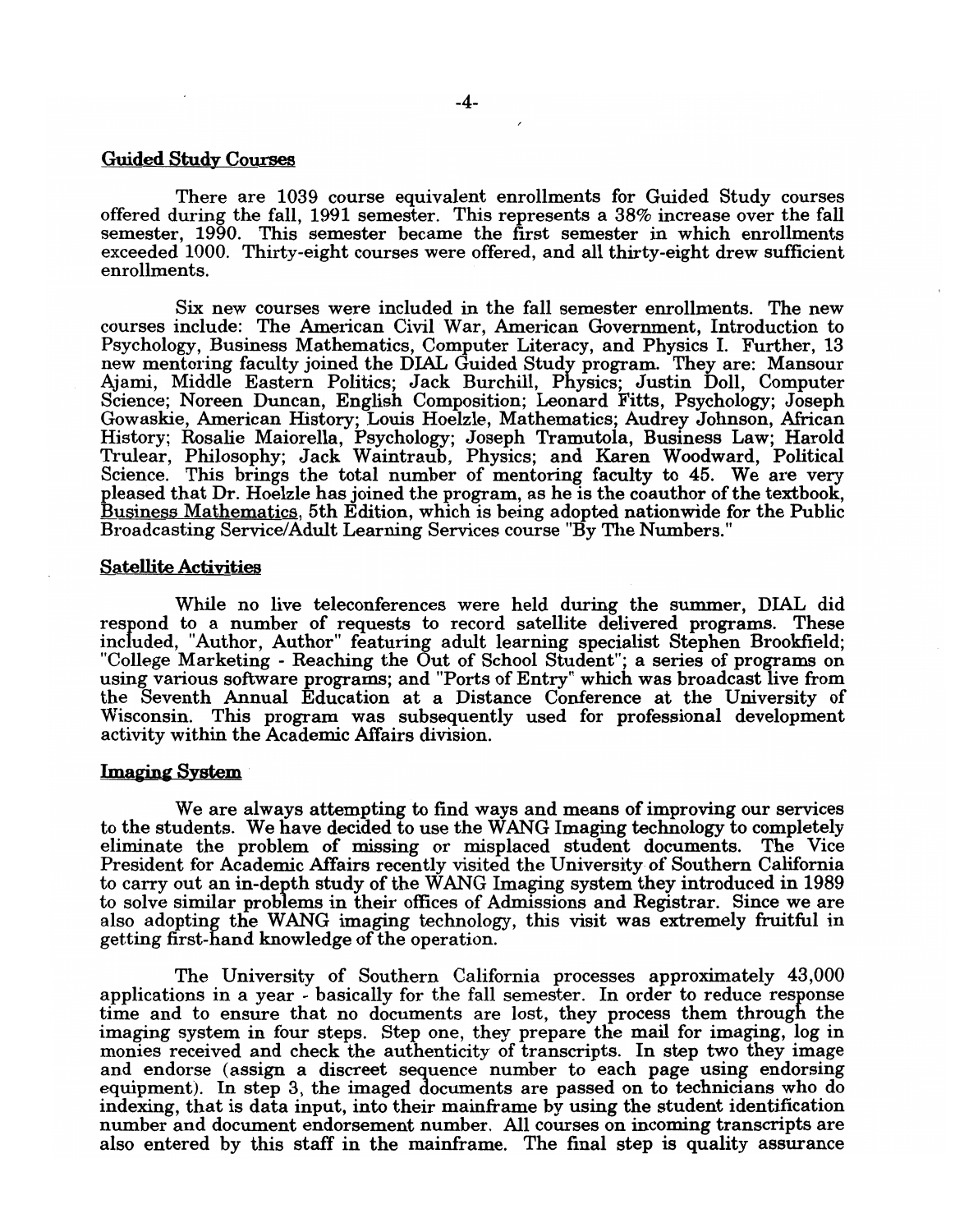## Guided Study Courses

There are 1039 course equivalent enrollments for Guided Study courses offered during the fall, 1991 semester. This represents a 38% increase over the fall semester, 1990. This semester became the first semester in which enrollments exceeded 1000. Thirty-eight courses were offered, and all thirty-eight drew sufficient enrollments.

Six new courses were included in the fall semester enrollments. The new courses include: The American Civil War, American Government, Introduction to Psychology, Business Mathematics, Computer Literacy, and Physics I. Further, 13 new mentoring faculty joined the DIAL Guided Study program. They are: Mansour Ajami, Middle Eastern Politics; Jack Burchill, Physics; Justin Doll, Computer Science; Noreen Duncan, English Composition; Leonard Fitts, Psychology; Joseph Gowaskie, American History; Louis Hoelzle, Mathematics; Audrey Johnson, African History; Rosalie Maiorella, Psychology; Joseph Tramutola, Business Law; Harold Trulear, Philosophy; Jack Waintraub, Physics; and Karen Woodward, Political Science. This brings the total number of mentoring faculty to 45. We are very pleased that Dr. Hoelzle has joined the program, as he is the coauthor of the textbook, Business Mathematics, 5th Edition, which is being adopted nationwide for the Public Broadcasting Service/Adult Learning Services course "By The Numbers."

## Satellite Activities

While no live teleconferences were held during the summer, DIAL did respond to a number of requests to record satellite delivered programs. These included, "Author, Author" featuring adult learning specialist Stephen Brookfield; "College Marketing - Reaching the Out of School Student"; a series of programs on using various software programs; and "Ports of Entry" which was broadcast live from the Seventh Annual Education at a Distance Conference at the University of Wisconsin. This program was subsequently used for professional development activity within the Academic Affairs division.

## Imaging System

We are always attempting to find ways and means of improving our services to the students. We have decided to use the WANG Imaging technology to completely eliminate the problem of missing or misplaced student documents. The Vice President for Academic Affairs recently visited the University of Southern California to carry out an in-depth study of the WANG Imaging system they introduced in 1989 to solve similar problems in their offices of Admissions and Registrar. Since we are also adopting the WANG imaging technology, this visit was extremely fruitful in getting first-hand knowledge of the operation.

The University of Southern California processes approximately 43,000 applications in a year - basically for the fall semester. In order to reduce response time and to ensure that no documents are lost, they process them through the imaging system in four steps. Step one, they prepare the mail for imaging, log in monies received and check the authenticity of transcripts. In step two they image and endorse (assign a discreet sequence number to each page using endorsing equipment). In step 3, the imaged documents are passed on to technicians who do indexing, that is data input, into their mainframe by using the student identification number and document endorsement number. All courses on incoming transcripts are also entered by this staff in the mainframe. The final step is quality assurance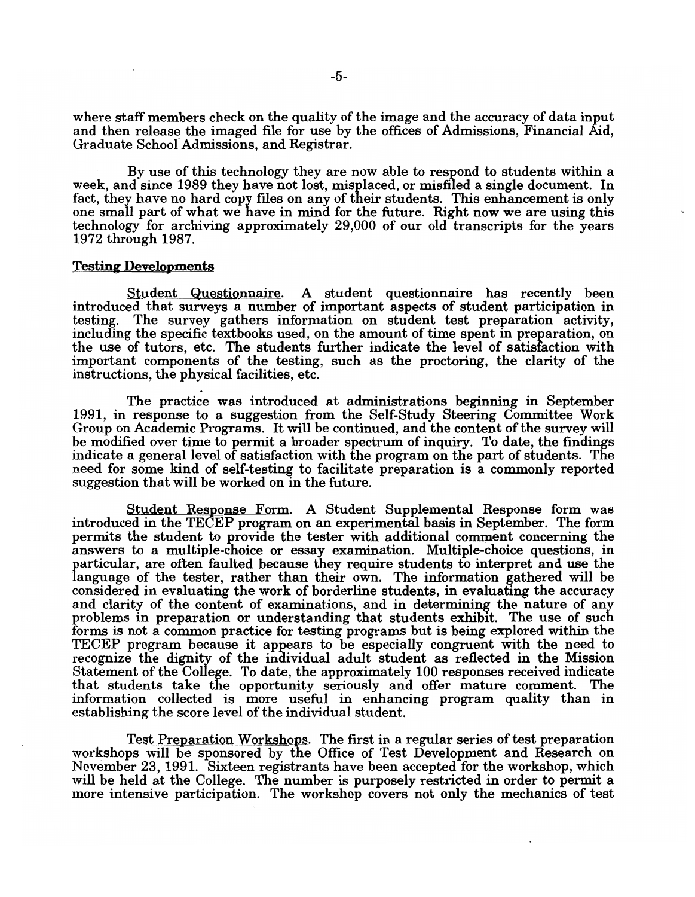where staff members check on the quality of the image and the accuracy of data input and then release the imaged file for use by the offices of Admissions, Financial Aid, Graduate School Admissions, and Registrar.

By use of this technology they are now able to respond to students within a week, and since 1989 they have not lost, misplaced, or misfiled a single document. In fact, they have no hard copy files on any of their students. This enhancement is only one small part of what we have in mind for the future. Right now we are using this technology for archiving approximately 29,000 of our old transcripts for the years 1972 through 1987.

## Testing Developments

Student Questionnaire. A student questionnaire has recently been introduced that surveys a number of important aspects of student participation in testing. The survey gathers information on student test preparation activity, including the specific textbooks used, on the amount of time spent in preparation, on the use of tutors, etc. The students further indicate the level of satisfaction with important components of the testing, such as the proctoring, the clarity of the instructions, the physical facilities, etc.

The practice was introduced at administrations beginning in September 1991, in response to a suggestion from the Self-Study Steering Committee Work Group on Academic Programs. It will be continued, and the content of the survey will be modified over time to permit a broader spectrum of inquiry. To date, the findings indicate a general level of satisfaction with the program on the part of students. The need for some kind of self-testing to facilitate preparation is a commonly reported suggestion that will be worked on in the future.

Student Response Form. A Student Supplemental Response form was introduced in the TECEP program on an experimental basis in September. The form permits the student to provide the tester with additional comment concerning the answers to a multiple-choice or essay examination. Multiple-choice questions, in particular, are often faulted because they require students to interpret and use the language of the tester, rather than their own. The information gathered will be considered in evaluating the work of borderline students, in evaluating the accuracy and clarity of the content of examinations, and in determining the nature of any problems in preparation or understanding that students exhibit. The use of such forms is not a common practice for testing programs but is being explored within the TECEP program because it appears to be especially congruent with the need to recognize the dignity of the individual adult student as reflected in the Mission Statement of the College. To date, the approximately 100 responses received indicate that students take the opportunity seriously and offer mature comment. The information collected is more useful in enhancing program quality than in establishing the score level of the individual student.

Test Preparation Workshops. The first in a regular series of test preparation workshops will be sponsored by the Office of Test Development and Research on November 23, 1991. Sixteen registrants have been accepted for the workshop, which will be held at the College. The number is purposely restricted in order to permit a more intensive participation. The workshop covers not only the mechanics of test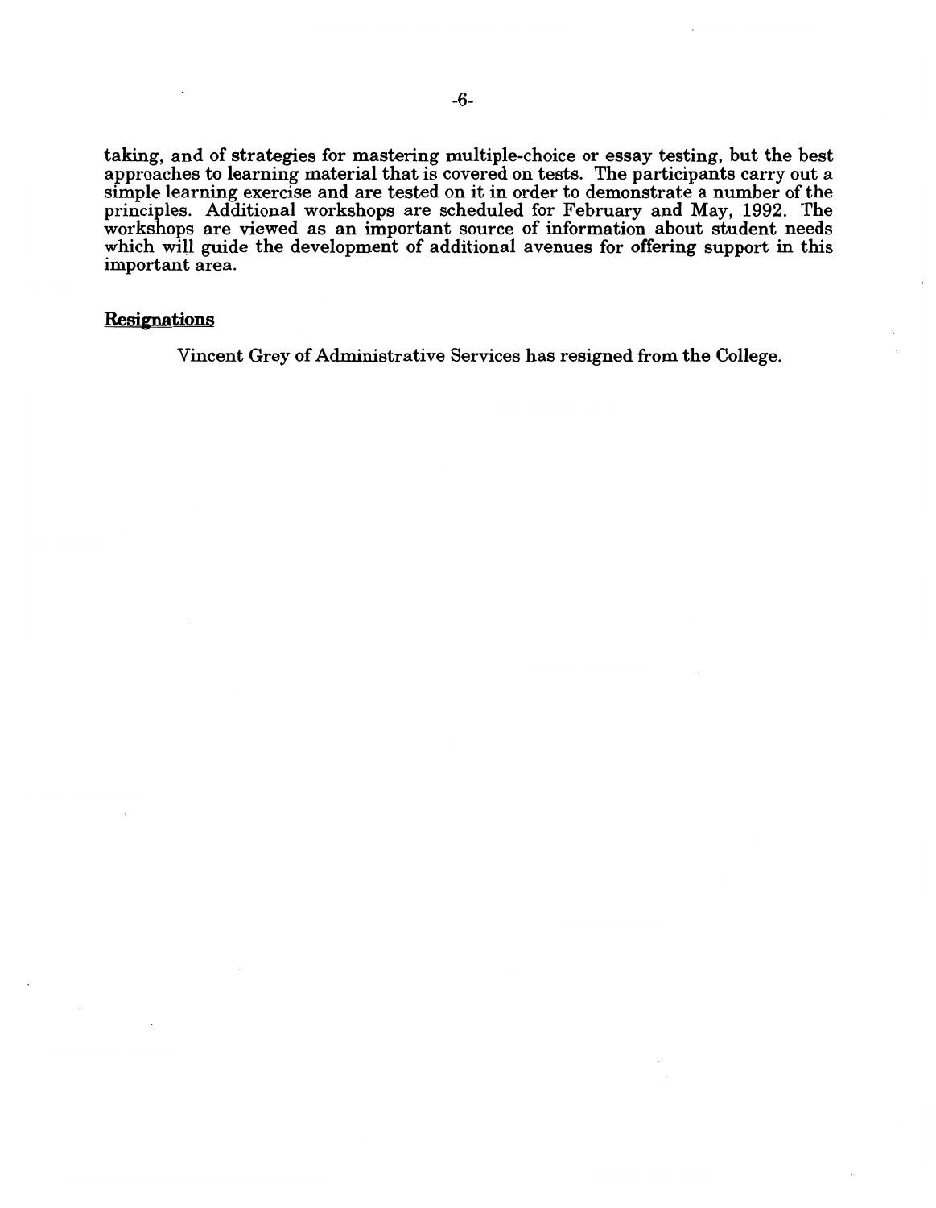taking, and of strategies for mastering multiple-choice or essay testing, but the best approaches to learning material that is covered on tests. The participants carry out a simple learning exercise and are tested on it in order to demonstrate a number of the principles. Additional workshops are scheduled for February and May, 1992. The workshops are viewed as an important source of information about student needs which will guide the development of additional avenues for offering support in this important area.

## Resignations

Vincent Grey of Administrative Services has resigned from the College.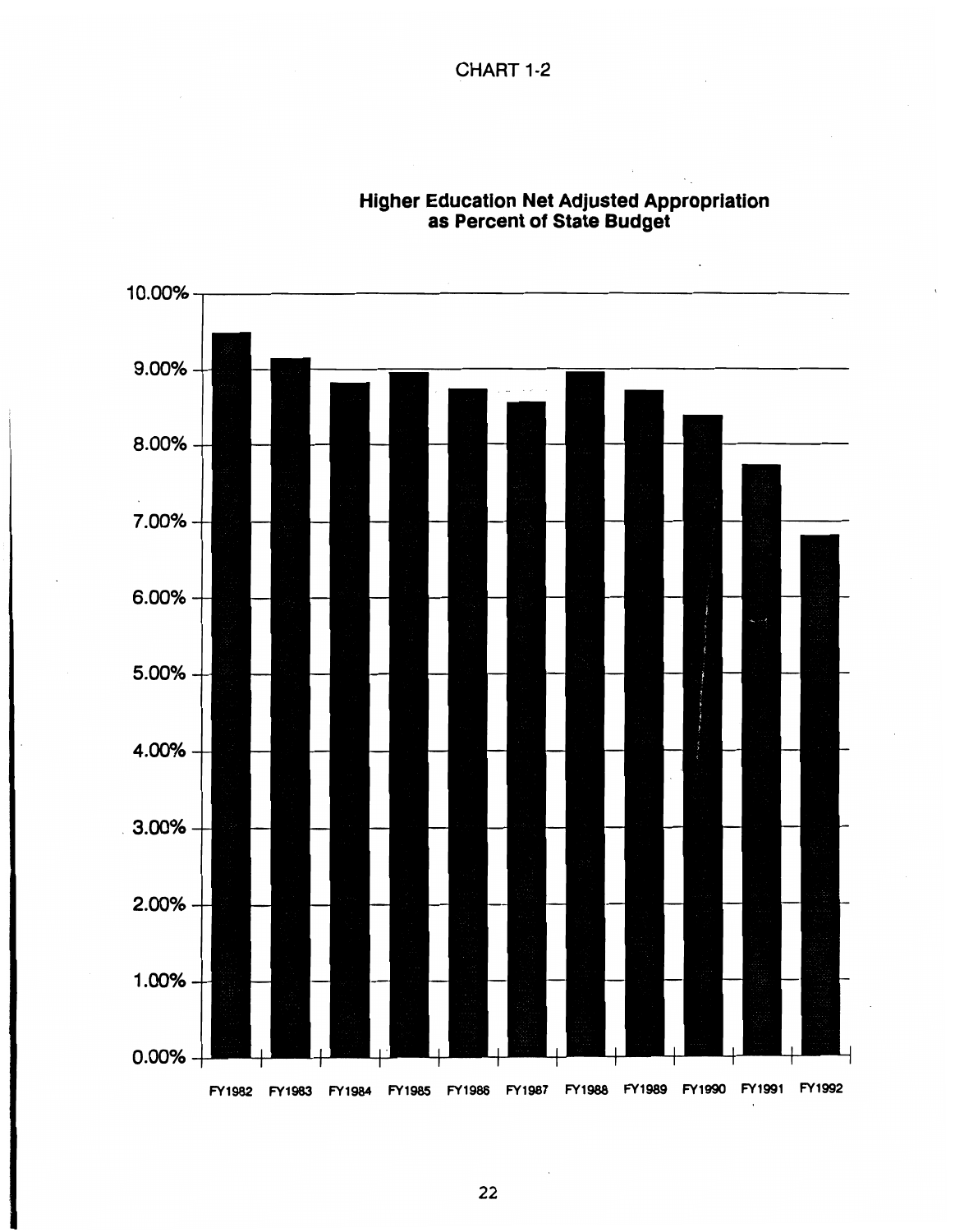CHART 1-2

**Higher Education Net Adjusted Appropriation as Percent of State Budget**

10.00%
9.00%
8.00%
7.00%
6.00%
5.00%
4.00%
3.00%
2.00%
1.00%
0.00%

FY1982 FY1983 FY1984 FY1985 FY1986 FY1987 FY1988 FY1989 FY1990 FY1991 FY1992